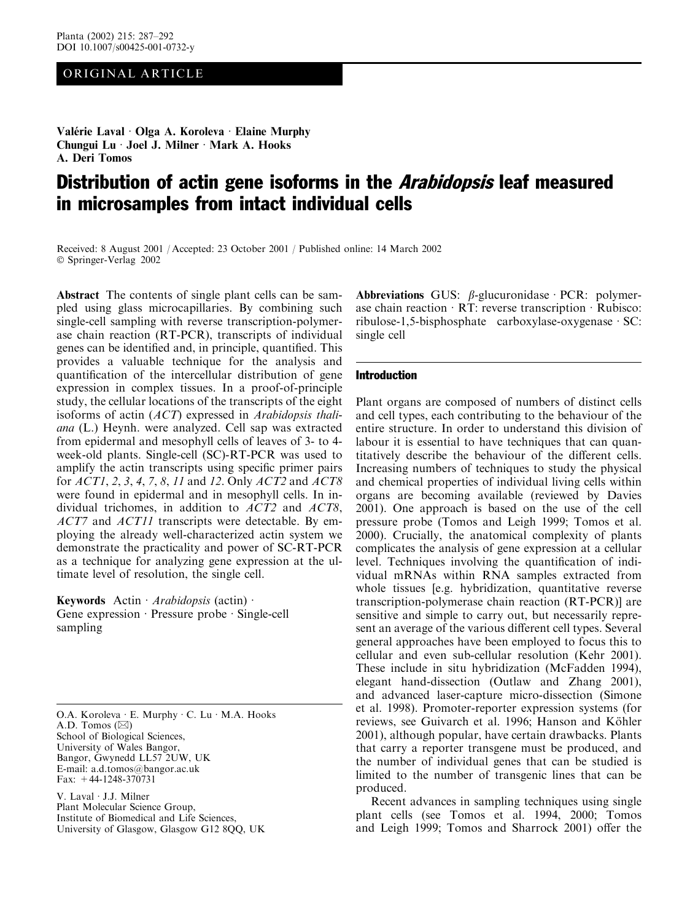ORIGINAL ARTICLE

**Valérie Laval · Olga A. Koroleva · Elaine Murphy · Chungui Lu · Joel J. Milner · Mark A. Hooks · A. Deri Tomos**

# Distribution of actin gene isoforms in the *Arabidopsis* leaf measured in microsamples from intact individual cells

Received: 8 August 2001 / Accepted: 23 October 2001 / Published online: 14 March 2002
© Springer-Verlag 2002

**Abstract** The contents of single plant cells can be sampled using glass microcapillaries. By combining such single-cell sampling with reverse transcription-polymerase chain reaction (RT-PCR), transcripts of individual genes can be identified and, in principle, quantified. This provides a valuable technique for the analysis and quantification of the intercellular distribution of gene expression in complex tissues. In a proof-of-principle study, the cellular locations of the transcripts of the eight isoforms of actin (*ACT*) expressed in *Arabidopsis thaliana* (L.) Heynh. were analyzed. Cell sap was extracted from epidermal and mesophyll cells of leaves of 3- to 4-week-old plants. Single-cell (SC)-RT-PCR was used to amplify the actin transcripts using specific primer pairs for *ACT1*, *2*, *3*, *4*, *7*, *8*, *11* and *12*. Only *ACT2* and *ACT8* were found in epidermal and in mesophyll cells. In individual trichomes, in addition to *ACT2* and *ACT8*, *ACT7* and *ACT11* transcripts were detectable. By employing the already well-characterized actin system we demonstrate the practicality and power of SC-RT-PCR as a technique for analyzing gene expression at the ultimate level of resolution, the single cell.

**Keywords** Actin · *Arabidopsis* (actin) · Gene expression · Pressure probe · Single-cell sampling

O.A. Koroleva · E. Murphy · C. Lu · M.A. Hooks
A.D. Tomos (✉)
School of Biological Sciences,
University of Wales Bangor,
Bangor, Gwynedd LL57 2UW, UK
E-mail: a.d.tomos@bangor.ac.uk
Fax: +44-1248-370731

V. Laval · J.J. Milner
Plant Molecular Science Group,
Institute of Biomedical and Life Sciences,
University of Glasgow, Glasgow G12 8QQ, UK

**Abbreviations** GUS: β-glucuronidase · PCR: polymerase chain reaction · RT: reverse transcription · Rubisco: ribulose-1,5-bisphosphate carboxylase-oxygenase · SC: single cell

## Introduction

Plant organs are composed of numbers of distinct cells and cell types, each contributing to the behaviour of the entire structure. In order to understand this division of labour it is essential to have techniques that can quantitatively describe the behaviour of the different cells. Increasing numbers of techniques to study the physical and chemical properties of individual living cells within organs are becoming available (reviewed by Davies 2001). One approach is based on the use of the cell pressure probe (Tomos and Leigh 1999; Tomos et al. 2000). Crucially, the anatomical complexity of plants complicates the analysis of gene expression at a cellular level. Techniques involving the quantification of individual mRNAs within RNA samples extracted from whole tissues [e.g. hybridization, quantitative reverse transcription-polymerase chain reaction (RT-PCR)] are sensitive and simple to carry out, but necessarily represent an average of the various different cell types. Several general approaches have been employed to focus this to cellular and even sub-cellular resolution (Kehr 2001). These include in situ hybridization (McFadden 1994), elegant hand-dissection (Outlaw and Zhang 2001), and advanced laser-capture micro-dissection (Simone et al. 1998). Promoter-reporter expression systems (for reviews, see Guivarch et al. 1996; Hanson and Köhler 2001), although popular, have certain drawbacks. Plants that carry a reporter transgene must be produced, and the number of individual genes that can be studied is limited to the number of transgenic lines that can be produced.

Recent advances in sampling techniques using single plant cells (see Tomos et al. 1994, 2000; Tomos and Leigh 1999; Tomos and Sharrock 2001) offer the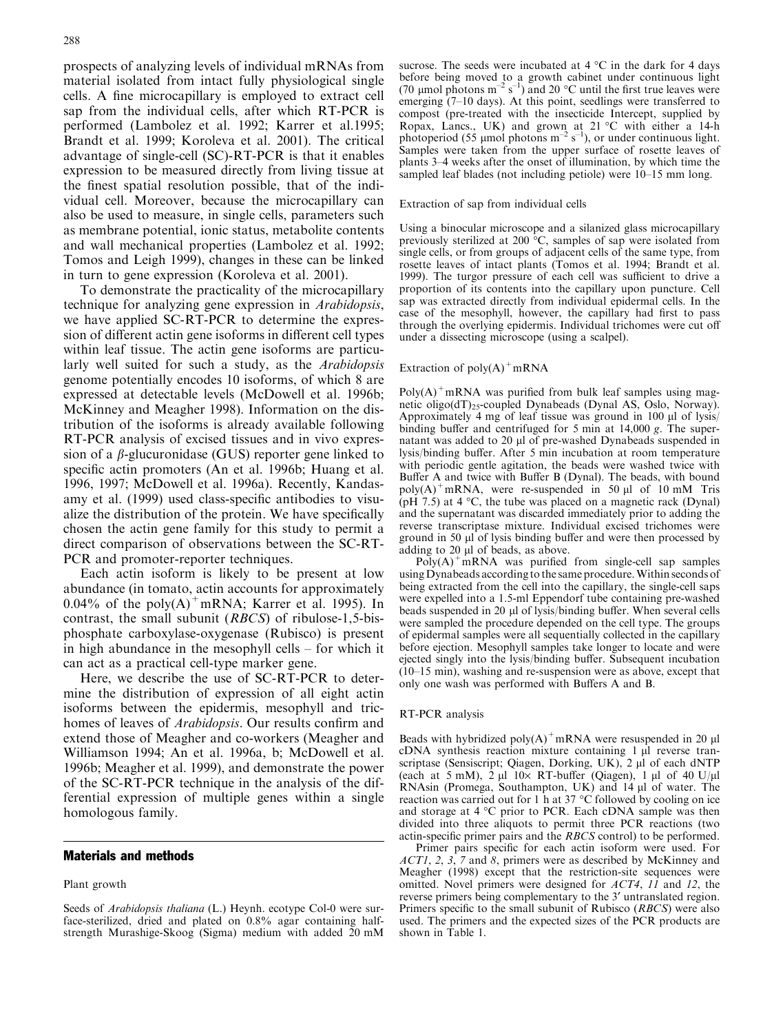prospects of analyzing levels of individual mRNAs from material isolated from intact fully physiological single cells. A fine microcapillary is employed to extract cell sap from the individual cells, after which RT-PCR is performed (Lambolez et al. 1992; Karrer et al.1995; Brandt et al. 1999; Koroleva et al. 2001). The critical advantage of single-cell (SC)-RT-PCR is that it enables expression to be measured directly from living tissue at the finest spatial resolution possible, that of the individual cell. Moreover, because the microcapillary can also be used to measure, in single cells, parameters such as membrane potential, ionic status, metabolite contents and wall mechanical properties (Lambolez et al. 1992; Tomos and Leigh 1999), changes in these can be linked in turn to gene expression (Koroleva et al. 2001).

To demonstrate the practicality of the microcapillary technique for analyzing gene expression in *Arabidopsis*, we have applied SC-RT-PCR to determine the expression of different actin gene isoforms in different cell types within leaf tissue. The actin gene isoforms are particularly well suited for such a study, as the *Arabidopsis* genome potentially encodes 10 isoforms, of which 8 are expressed at detectable levels (McDowell et al. 1996b; McKinney and Meagher 1998). Information on the distribution of the isoforms is already available following RT-PCR analysis of excised tissues and in vivo expression of a $\beta$-glucuronidase (GUS) reporter gene linked to specific actin promoters (An et al. 1996b; Huang et al. 1996, 1997; McDowell et al. 1996a). Recently, Kandasamy et al. (1999) used class-specific antibodies to visualize the distribution of the protein. We have specifically chosen the actin gene family for this study to permit a direct comparison of observations between the SC-RT-PCR and promoter-reporter techniques.

Each actin isoform is likely to be present at low abundance (in tomato, actin accounts for approximately 0.04% of the poly(A)$^+$mRNA; Karrer et al. 1995). In contrast, the small subunit (*RBCS*) of ribulose-1,5-bisphosphate carboxylase-oxygenase (Rubisco) is present in high abundance in the mesophyll cells – for which it can act as a practical cell-type marker gene.

Here, we describe the use of SC-RT-PCR to determine the distribution of expression of all eight actin isoforms between the epidermis, mesophyll and trichomes of leaves of *Arabidopsis*. Our results confirm and extend those of Meagher and co-workers (Meagher and Williamson 1994; An et al. 1996a, b; McDowell et al. 1996b; Meagher et al. 1999), and demonstrate the power of the SC-RT-PCR technique in the analysis of the differential expression of multiple genes within a single homologous family.

## Materials and methods

### Plant growth

Seeds of *Arabidopsis thaliana* (L.) Heynh. ecotype Col-0 were surface-sterilized, dried and plated on 0.8% agar containing half-strength Murashige-Skoog (Sigma) medium with added 20 mM sucrose. The seeds were incubated at 4 °C in the dark for 4 days before being moved to a growth cabinet under continuous light (70 µmol photons $m^{-2}$ $s^{-1}$) and 20 °C until the first true leaves were emerging (7–10 days). At this point, seedlings were transferred to compost (pre-treated with the insecticide Intercept, supplied by Ropax, Lancs., UK) and grown at 21 °C with either a 14-h photoperiod (55 µmol photons $m^{-2}$ $s^{-1}$), or under continuous light. Samples were taken from the upper surface of rosette leaves of plants 3–4 weeks after the onset of illumination, by which time the sampled leaf blades (not including petiole) were 10–15 mm long.

### Extraction of sap from individual cells

Using a binocular microscope and a silanized glass microcapillary previously sterilized at 200 °C, samples of sap were isolated from single cells, or from groups of adjacent cells of the same type, from rosette leaves of intact plants (Tomos et al. 1994; Brandt et al. 1999). The turgor pressure of each cell was sufficient to drive a proportion of its contents into the capillary upon puncture. Cell sap was extracted directly from individual epidermal cells. In the case of the mesophyll, however, the capillary had first to pass through the overlying epidermis. Individual trichomes were cut off under a dissecting microscope (using a scalpel).

### Extraction of poly(A)$^+$mRNA

Poly(A)$^+$mRNA was purified from bulk leaf samples using magnetic oligo(dT)$_{25}$-coupled Dynabeads (Dynal AS, Oslo, Norway). Approximately 4 mg of leaf tissue was ground in 100 µl of lysis/binding buffer and centrifuged for 5 min at 14,000 *g*. The supernatant was added to 20 µl of pre-washed Dynabeads suspended in lysis/binding buffer. After 5 min incubation at room temperature with periodic gentle agitation, the beads were washed twice with Buffer A and twice with Buffer B (Dynal). The beads, with bound poly(A)$^+$mRNA, were re-suspended in 50 µl of 10 mM Tris (pH 7.5) at 4 °C, the tube was placed on a magnetic rack (Dynal) and the supernatant was discarded immediately prior to adding the reverse transcriptase mixture. Individual excised trichomes were ground in 50 µl of lysis binding buffer and were then processed by adding to 20 µl of beads, as above.

Poly(A)$^+$mRNA was purified from single-cell sap samples using Dynabeads according to the same procedure. Within seconds of being extracted from the cell into the capillary, the single-cell saps were expelled into a 1.5-ml Eppendorf tube containing pre-washed beads suspended in 20 µl of lysis/binding buffer. When several cells were sampled the procedure depended on the cell type. The groups of epidermal samples were all sequentially collected in the capillary before ejection. Mesophyll samples take longer to locate and were ejected singly into the lysis/binding buffer. Subsequent incubation (10–15 min), washing and re-suspension were as above, except that only one wash was performed with Buffers A and B.

### RT-PCR analysis

Beads with hybridized poly(A)$^+$mRNA were resuspended in 20 µl cDNA synthesis reaction mixture containing 1 µl reverse transcriptase (Sensiscript; Qiagen, Dorking, UK), 2 µl of each dNTP (each at 5 mM), 2 µl 10× RT-buffer (Qiagen), 1 µl of 40 U/µl RNAsin (Promega, Southampton, UK) and 14 µl of water. The reaction was carried out for 1 h at 37 °C followed by cooling on ice and storage at 4 °C prior to PCR. Each cDNA sample was then divided into three aliquots to permit three PCR reactions (two actin-specific primer pairs and the *RBCS* control) to be performed.

Primer pairs specific for each actin isoform were used. For *ACT1*, *2*, *3*, *7* and *8*, primers were as described by McKinney and Meagher (1998) except that the restriction-site sequences were omitted. Novel primers were designed for *ACT4*, *11* and *12*, the reverse primers being complementary to the 3′ untranslated region. Primers specific to the small subunit of Rubisco (*RBCS*) were also used. The primers and the expected sizes of the PCR products are shown in Table 1.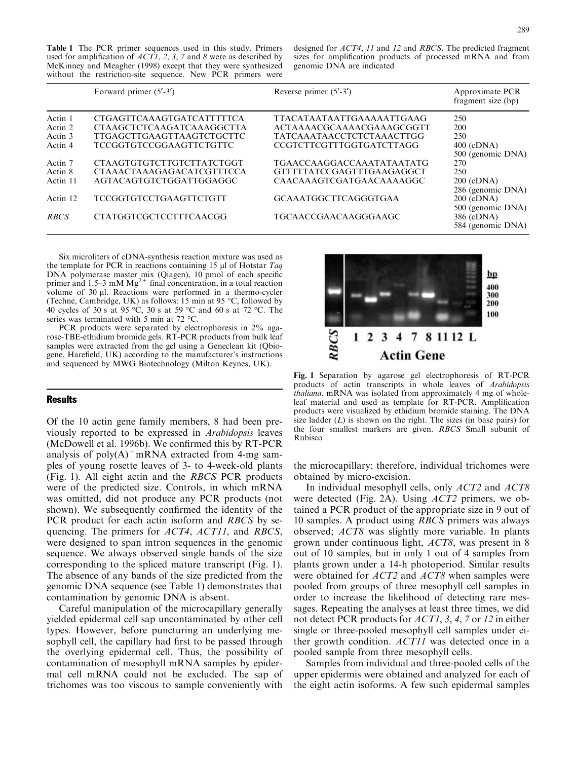**Table 1** The PCR primer sequences used in this study. Primers used for amplification of *ACT1*, *2*, *3*, *7* and *8* were as described by McKinney and Meagher (1998) except that they were synthesized without the restriction-site sequence. New PCR primers were designed for *ACT4*, *11* and *12* and *RBCS*. The predicted fragment sizes for amplification products of processed mRNA and from genomic DNA are indicated

| | Forward primer (5′-3′) | Reverse primer (5′-3′) | Approximate PCR fragment size (bp) |
|---|---|---|---|
| Actin 1 | CTGAGTTCAAAGTGATCATTTTTCA | TTACATAATAATTGAAAAATTGAAG | 250 |
| Actin 2 | CTAAGCTCTCAAGATCAAAGGCTTA | ACTAAAACGCAAAACGAAAGCGGTT | 200 |
| Actin 3 | TTGAGCTTGAAGTTAAGTCTGCTTC | TATCAAATAACCTCTCTAAACTTGG | 250 |
| Actin 4 | TCCGGTGTCCGGAAGTTCTGTTC | CCGTCTTCGTTTGGTGATCTTAGG | 400 (cDNA)<br>500 (genomic DNA) |
| Actin 7 | CTAAGTGTGTCTTGTCTTATCTGGT | TGAACCAAGGACCAAATATAATATG | 270 |
| Actin 8 | CTAAACTAAAGAGACATCGTTTCCA | GTTTTTATCCGAGTTTGAAGAGGCT | 250 |
| Actin 11 | AGTACAGTGTCTGGATTGGAGGC | CAACAAAGTCGATGAACAAAAGGC | 200 (cDNA)<br>286 (genomic DNA) |
| Actin 12 | TCCGGTGTCCTGAAGTTCTGTT | GCAAATGGCTTCAGGGTGAA | 200 (cDNA)<br>500 (genomic DNA) |
| *RBCS* | CTATGGTCGCTCCTTTCAACGG | TGCAACCGAACAAGGGAAGC | 386 (cDNA)<br>584 (genomic DNA) |

Six microliters of cDNA-synthesis reaction mixture was used as the template for PCR in reactions containing 15 μl of Hotstar *Taq* DNA polymerase master mix (Qiagen), 10 pmol of each specific primer and 1.5–3 mM $Mg^{2+}$ final concentration, in a total reaction volume of 30 μl. Reactions were performed in a thermo-cycler (Techne, Cambridge, UK) as follows: 15 min at 95 °C, followed by 40 cycles of 30 s at 95 °C, 30 s at 59 °C and 60 s at 72 °C. The series was terminated with 5 min at 72 °C.

PCR products were separated by electrophoresis in 2% agarose-TBE-ethidium bromide gels. RT-PCR products from bulk leaf samples were extracted from the gel using a Geneclean kit (Qbiogene, Harefield, UK) according to the manufacturer's instructions and sequenced by MWG Biotechnology (Milton Keynes, UK).

## Results

Of the 10 actin gene family members, 8 had been previously reported to be expressed in *Arabidopsis* leaves (McDowell et al. 1996b). We confirmed this by RT-PCR analysis of poly(A)$^+$mRNA extracted from 4-mg samples of young rosette leaves of 3- to 4-week-old plants (Fig. 1). All eight actin and the *RBCS* PCR products were of the predicted size. Controls, in which mRNA was omitted, did not produce any PCR products (not shown). We subsequently confirmed the identity of the PCR product for each actin isoform and *RBCS* by sequencing. The primers for *ACT4*, *ACT11*, and *RBCS*, were designed to span intron sequences in the genomic sequence. We always observed single bands of the size corresponding to the spliced mature transcript (Fig. 1). The absence of any bands of the size predicted from the genomic DNA sequence (see Table 1) demonstrates that contamination by genomic DNA is absent.

Careful manipulation of the microcapillary generally yielded epidermal cell sap uncontaminated by other cell types. However, before puncturing an underlying mesophyll cell, the capillary had first to be passed through the overlying epidermal cell. Thus, the possibility of contamination of mesophyll mRNA samples by epidermal cell mRNA could not be excluded. The sap of trichomes was too viscous to sample conveniently with the microcapillary; therefore, individual trichomes were obtained by micro-excision.

**Fig. 1** Separation by agarose gel electrophoresis of RT-PCR products of actin transcripts in whole leaves of *Arabidopsis thaliana*. mRNA was isolated from approximately 4 mg of whole-leaf material and used as template for RT-PCR. Amplification products were visualized by ethidium bromide staining. The DNA size ladder (*L*) is shown on the right. The sizes (in base pairs) for the four smallest markers are given. *RBCS* Small subunit of Rubisco

In individual mesophyll cells, only *ACT2* and *ACT8* were detected (Fig. 2A). Using *ACT2* primers, we obtained a PCR product of the appropriate size in 9 out of 10 samples. A product using *RBCS* primers was always observed; *ACT8* was slightly more variable. In plants grown under continuous light, *ACT8*, was present in 8 out of 10 samples, but in only 1 out of 4 samples from plants grown under a 14-h photoperiod. Similar results were obtained for *ACT2* and *ACT8* when samples were pooled from groups of three mesophyll cell samples in order to increase the likelihood of detecting rare messages. Repeating the analyses at least three times, we did not detect PCR products for *ACT1*, *3*, *4*, *7* or *12* in either single or three-pooled mesophyll cell samples under either growth condition. *ACT11* was detected once in a pooled sample from three mesophyll cells.

Samples from individual and three-pooled cells of the upper epidermis were obtained and analyzed for each of the eight actin isoforms. A few such epidermal samples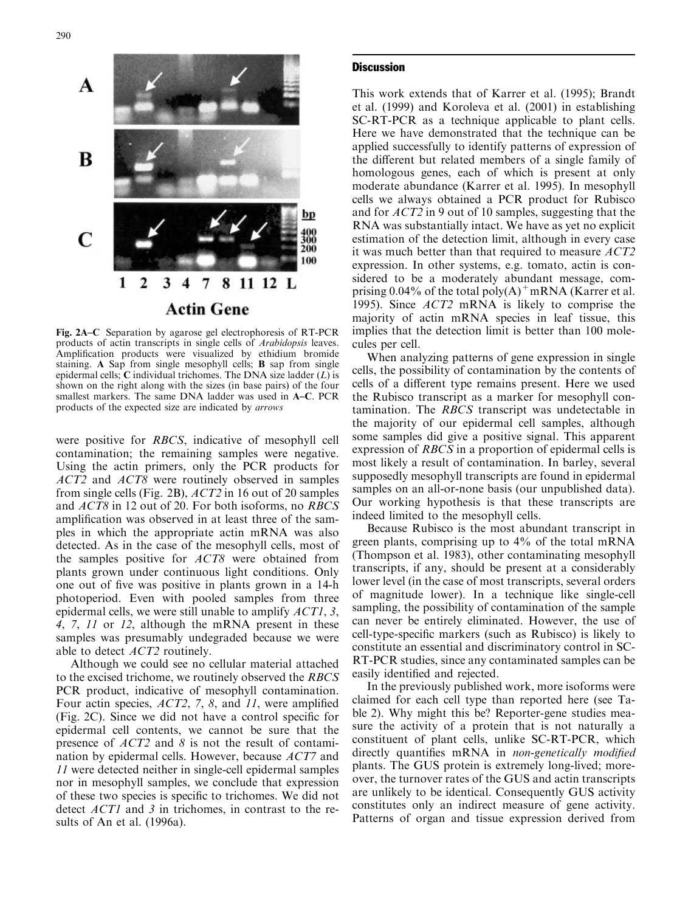**Fig. 2A–C** Separation by agarose gel electrophoresis of RT-PCR products of actin transcripts in single cells of *Arabidopsis* leaves. Amplification products were visualized by ethidium bromide staining. **A** Sap from single mesophyll cells; **B** sap from single epidermal cells; **C** individual trichomes. The DNA size ladder (*L*) is shown on the right along with the sizes (in base pairs) of the four smallest markers. The same DNA ladder was used in **A–C**. PCR products of the expected size are indicated by *arrows*

were positive for *RBCS*, indicative of mesophyll cell contamination; the remaining samples were negative. Using the actin primers, only the PCR products for *ACT2* and *ACT8* were routinely observed in samples from single cells (Fig. 2B), *ACT2* in 16 out of 20 samples and *ACT8* in 12 out of 20. For both isoforms, no *RBCS* amplification was observed in at least three of the samples in which the appropriate actin mRNA was also detected. As in the case of the mesophyll cells, most of the samples positive for *ACT8* were obtained from plants grown under continuous light conditions. Only one out of five was positive in plants grown in a 14-h photoperiod. Even with pooled samples from three epidermal cells, we were still unable to amplify *ACT1*, *3*, *4*, *7*, *11* or *12*, although the mRNA present in these samples was presumably undegraded because we were able to detect *ACT2* routinely.

Although we could see no cellular material attached to the excised trichome, we routinely observed the *RBCS* PCR product, indicative of mesophyll contamination. Four actin species, *ACT2*, *7*, *8*, and *11*, were amplified (Fig. 2C). Since we did not have a control specific for epidermal cell contents, we cannot be sure that the presence of *ACT2* and *8* is not the result of contamination by epidermal cells. However, because *ACT7* and *11* were detected neither in single-cell epidermal samples nor in mesophyll samples, we conclude that expression of these two species is specific to trichomes. We did not detect *ACT1* and *3* in trichomes, in contrast to the results of An et al. (1996a).

## Discussion

This work extends that of Karrer et al. (1995); Brandt et al. (1999) and Koroleva et al. (2001) in establishing SC-RT-PCR as a technique applicable to plant cells. Here we have demonstrated that the technique can be applied successfully to identify patterns of expression of the different but related members of a single family of homologous genes, each of which is present at only moderate abundance (Karrer et al. 1995). In mesophyll cells we always obtained a PCR product for Rubisco and for *ACT2* in 9 out of 10 samples, suggesting that the RNA was substantially intact. We have as yet no explicit estimation of the detection limit, although in every case it was much better than that required to measure *ACT2* expression. In other systems, e.g. tomato, actin is considered to be a moderately abundant message, comprising 0.04% of the total poly(A)$^+$ mRNA (Karrer et al. 1995). Since *ACT2* mRNA is likely to comprise the majority of actin mRNA species in leaf tissue, this implies that the detection limit is better than 100 molecules per cell.

When analyzing patterns of gene expression in single cells, the possibility of contamination by the contents of cells of a different type remains present. Here we used the Rubisco transcript as a marker for mesophyll contamination. The *RBCS* transcript was undetectable in the majority of our epidermal cell samples, although some samples did give a positive signal. This apparent expression of *RBCS* in a proportion of epidermal cells is most likely a result of contamination. In barley, several supposedly mesophyll transcripts are found in epidermal samples on an all-or-none basis (our unpublished data). Our working hypothesis is that these transcripts are indeed limited to the mesophyll cells.

Because Rubisco is the most abundant transcript in green plants, comprising up to 4% of the total mRNA (Thompson et al. 1983), other contaminating mesophyll transcripts, if any, should be present at a considerably lower level (in the case of most transcripts, several orders of magnitude lower). In a technique like single-cell sampling, the possibility of contamination of the sample can never be entirely eliminated. However, the use of cell-type-specific markers (such as Rubisco) is likely to constitute an essential and discriminatory control in SC-RT-PCR studies, since any contaminated samples can be easily identified and rejected.

In the previously published work, more isoforms were claimed for each cell type than reported here (see Table 2). Why might this be? Reporter-gene studies measure the activity of a protein that is not naturally a constituent of plant cells, unlike SC-RT-PCR, which directly quantifies mRNA in *non-genetically modified* plants. The GUS protein is extremely long-lived; moreover, the turnover rates of the GUS and actin transcripts are unlikely to be identical. Consequently GUS activity constitutes only an indirect measure of gene activity. Patterns of organ and tissue expression derived from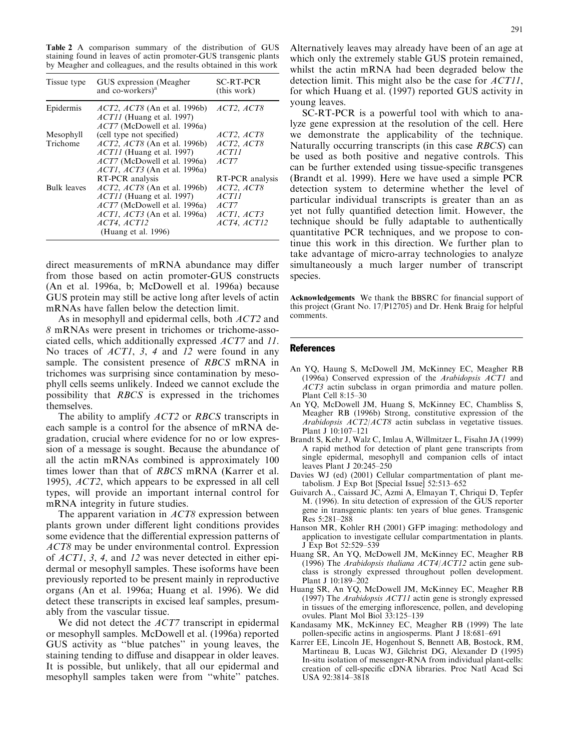**Table 2** A comparison summary of the distribution of GUS staining found in leaves of actin promoter-GUS transgenic plants by Meagher and colleagues, and the results obtained in this work

| Tissue type | GUS expression (Meagher and co-workers)[a] | SC-RT-PCR (this work) |
|---|---|---|
| Epidermis | *ACT2*, *ACT8* (An et al. 1996b) | *ACT2*, *ACT8* |
| | *ACT11* (Huang et al. 1997) | |
| | *ACT7* (McDowell et al. 1996a) | |
| Mesophyll | (cell type not specified) | *ACT2*, *ACT8* |
| Trichome | *ACT2*, *ACT8* (An et al. 1996b) | *ACT2*, *ACT8* |
| | *ACT11* (Huang et al. 1997) | *ACT11* |
| | *ACT7* (McDowell et al. 1996a) | *ACT7* |
| | *ACT1*, *ACT3* (An et al. 1996a) | |
| | RT-PCR analysis | RT-PCR analysis |
| Bulk leaves | *ACT2*, *ACT8* (An et al. 1996b) | *ACT2*, *ACT8* |
| | *ACT11* (Huang et al. 1997) | *ACT11* |
| | *ACT7* (McDowell et al. 1996a) | *ACT7* |
| | *ACT1*, *ACT3* (An et al. 1996a) | *ACT1*, *ACT3* |
| | *ACT4*, *ACT12* (Huang et al. 1996) | *ACT4*, *ACT12* |

direct measurements of mRNA abundance may differ from those based on actin promoter-GUS constructs (An et al. 1996a, b; McDowell et al. 1996a) because GUS protein may still be active long after levels of actin mRNAs have fallen below the detection limit.

As in mesophyll and epidermal cells, both *ACT2* and *8* mRNAs were present in trichomes or trichome-associated cells, which additionally expressed *ACT7* and *11*. No traces of *ACT1*, *3*, *4* and *12* were found in any sample. The consistent presence of *RBCS* mRNA in trichomes was surprising since contamination by mesophyll cells seems unlikely. Indeed we cannot exclude the possibility that *RBCS* is expressed in the trichomes themselves.

The ability to amplify *ACT2* or *RBCS* transcripts in each sample is a control for the absence of mRNA degradation, crucial where evidence for no or low expression of a message is sought. Because the abundance of all the actin mRNAs combined is approximately 100 times lower than that of *RBCS* mRNA (Karrer et al. 1995), *ACT2*, which appears to be expressed in all cell types, will provide an important internal control for mRNA integrity in future studies.

The apparent variation in *ACT8* expression between plants grown under different light conditions provides some evidence that the differential expression patterns of *ACT8* may be under environmental control. Expression of *ACT1*, *3*, *4*, and *12* was never detected in either epidermal or mesophyll samples. These isoforms have been previously reported to be present mainly in reproductive organs (An et al. 1996a; Huang et al. 1996). We did detect these transcripts in excised leaf samples, presumably from the vascular tissue.

We did not detect the *ACT7* transcript in epidermal or mesophyll samples. McDowell et al. (1996a) reported GUS activity as "blue patches" in young leaves, the staining tending to diffuse and disappear in older leaves. It is possible, but unlikely, that all our epidermal and mesophyll samples taken were from "white" patches. Alternatively leaves may already have been of an age at which only the extremely stable GUS protein remained, whilst the actin mRNA had been degraded below the detection limit. This might also be the case for *ACT11*, for which Huang et al. (1997) reported GUS activity in young leaves.

SC-RT-PCR is a powerful tool with which to analyze gene expression at the resolution of the cell. Here we demonstrate the applicability of the technique. Naturally occurring transcripts (in this case *RBCS*) can be used as both positive and negative controls. This can be further extended using tissue-specific transgenes (Brandt et al. 1999). Here we have used a simple PCR detection system to determine whether the level of particular individual transcripts is greater than an as yet not fully quantified detection limit. However, the technique should be fully adaptable to authentically quantitative PCR techniques, and we propose to continue this work in this direction. We further plan to take advantage of micro-array technologies to analyze simultaneously a much larger number of transcript species.

**Acknowledgements** We thank the BBSRC for financial support of this project (Grant No. 17/P12705) and Dr. Henk Braig for helpful comments.

## References

An YQ, Haung S, McDowell JM, McKinney EC, Meagher RB (1996a) Conserved expression of the *Arabidopsis ACT1* and *ACT3* actin subclass in organ primordia and mature pollen. Plant Cell 8:15–30

An YQ, McDowell JM, Huang S, McKinney EC, Chambliss S, Meagher RB (1996b) Strong, constitutive expression of the *Arabidopsis ACT2/ACT8* actin subclass in vegetative tissues. Plant J 10:107–121

Brandt S, Kehr J, Walz C, Imlau A, Willmitzer L, Fisahn JA (1999) A rapid method for detection of plant gene transcripts from single epidermal, mesophyll and companion cells of intact leaves Plant J 20:245–250

Davies WJ (ed) (2001) Cellular compartmentation of plant metabolism. J Exp Bot [Special Issue] 52:513–652

Guivarch A., Caissard JC, Azmi A, Elmayan T, Chriqui D, Tepfer M. (1996). In situ detection of expression of the GUS reporter gene in transgenic plants: ten years of blue genes. Transgenic Res 5:281–288

Hanson MR, Kohler RH (2001) GFP imaging: methodology and application to investigate cellular compartmentation in plants. J Exp Bot 52:529–539

Huang SR, An YQ, McDowell JM, McKinney EC, Meagher RB (1996) The *Arabidopsis thaliana ACT4/ACT12* actin gene subclass is strongly expressed throughout pollen development. Plant J 10:189–202

Huang SR, An YQ, McDowell JM, McKinney EC, Meagher RB (1997) The *Arabidopsis ACT11* actin gene is strongly expressed in tissues of the emerging inflorescence, pollen, and developing ovules. Plant Mol Biol 33:125–139

Kandasamy MK, McKinney EC, Meagher RB (1999) The late pollen-specific actins in angiosperms. Plant J 18:681–691

Karrer EE, Lincoln JE, Hogenhout S, Bennett AB, Bostock, RM, Martineau B, Lucas WJ, Gilchrist DG, Alexander D (1995) In-situ isolation of messenger-RNA from individual plant-cells: creation of cell-specific cDNA libraries. Proc Natl Acad Sci USA 92:3814–3818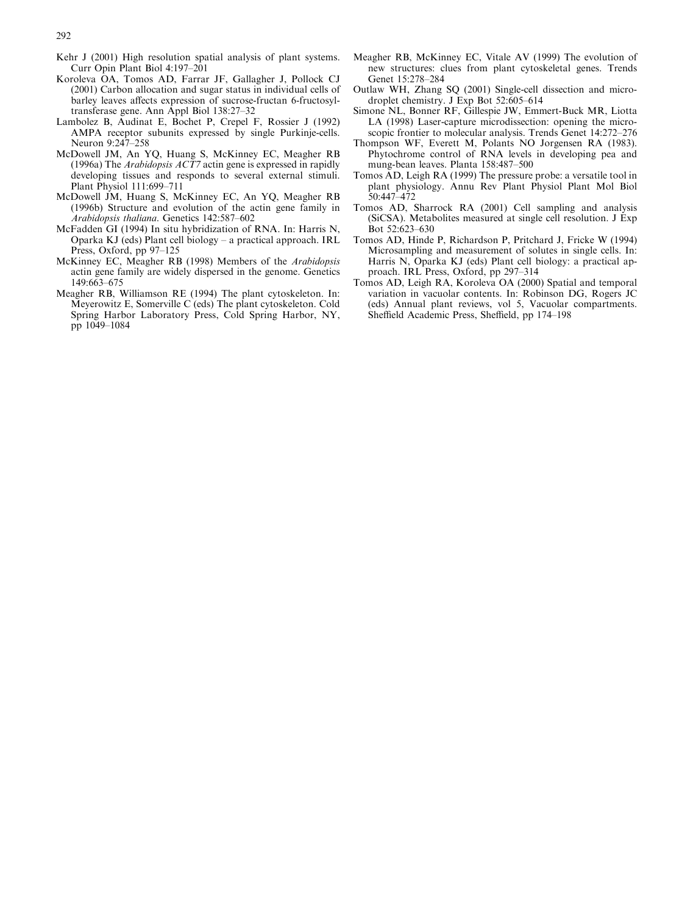Kehr J (2001) High resolution spatial analysis of plant systems. Curr Opin Plant Biol 4:197–201

Koroleva OA, Tomos AD, Farrar JF, Gallagher J, Pollock CJ (2001) Carbon allocation and sugar status in individual cells of barley leaves affects expression of sucrose-fructan 6-fructosyltransferase gene. Ann Appl Biol 138:27–32

Lambolez B, Audinat E, Bochet P, Crepel F, Rossier J (1992) AMPA receptor subunits expressed by single Purkinje-cells. Neuron 9:247–258

McDowell JM, An YQ, Huang S, McKinney EC, Meagher RB (1996a) The *Arabidopsis ACT7* actin gene is expressed in rapidly developing tissues and responds to several external stimuli. Plant Physiol 111:699–711

McDowell JM, Huang S, McKinney EC, An YQ, Meagher RB (1996b) Structure and evolution of the actin gene family in *Arabidopsis thaliana*. Genetics 142:587–602

McFadden GI (1994) In situ hybridization of RNA. In: Harris N, Oparka KJ (eds) Plant cell biology – a practical approach. IRL Press, Oxford, pp 97–125

McKinney EC, Meagher RB (1998) Members of the *Arabidopsis* actin gene family are widely dispersed in the genome. Genetics 149:663–675

Meagher RB, Williamson RE (1994) The plant cytoskeleton. In: Meyerowitz E, Somerville C (eds) The plant cytoskeleton. Cold Spring Harbor Laboratory Press, Cold Spring Harbor, NY, pp 1049–1084

Meagher RB, McKinney EC, Vitale AV (1999) The evolution of new structures: clues from plant cytoskeletal genes. Trends Genet 15:278–284

Outlaw WH, Zhang SQ (2001) Single-cell dissection and microdroplet chemistry. J Exp Bot 52:605–614

Simone NL, Bonner RF, Gillespie JW, Emmert-Buck MR, Liotta LA (1998) Laser-capture microdissection: opening the microscopic frontier to molecular analysis. Trends Genet 14:272–276

Thompson WF, Everett M, Polants NO Jorgensen RA (1983). Phytochrome control of RNA levels in developing pea and mung-bean leaves. Planta 158:487–500

Tomos AD, Leigh RA (1999) The pressure probe: a versatile tool in plant physiology. Annu Rev Plant Physiol Plant Mol Biol 50:447–472

Tomos AD, Sharrock RA (2001) Cell sampling and analysis (SiCSA). Metabolites measured at single cell resolution. J Exp Bot 52:623–630

Tomos AD, Hinde P, Richardson P, Pritchard J, Fricke W (1994) Microsampling and measurement of solutes in single cells. In: Harris N, Oparka KJ (eds) Plant cell biology: a practical approach. IRL Press, Oxford, pp 297–314

Tomos AD, Leigh RA, Koroleva OA (2000) Spatial and temporal variation in vacuolar contents. In: Robinson DG, Rogers JC (eds) Annual plant reviews, vol 5, Vacuolar compartments. Sheffield Academic Press, Sheffield, pp 174–198